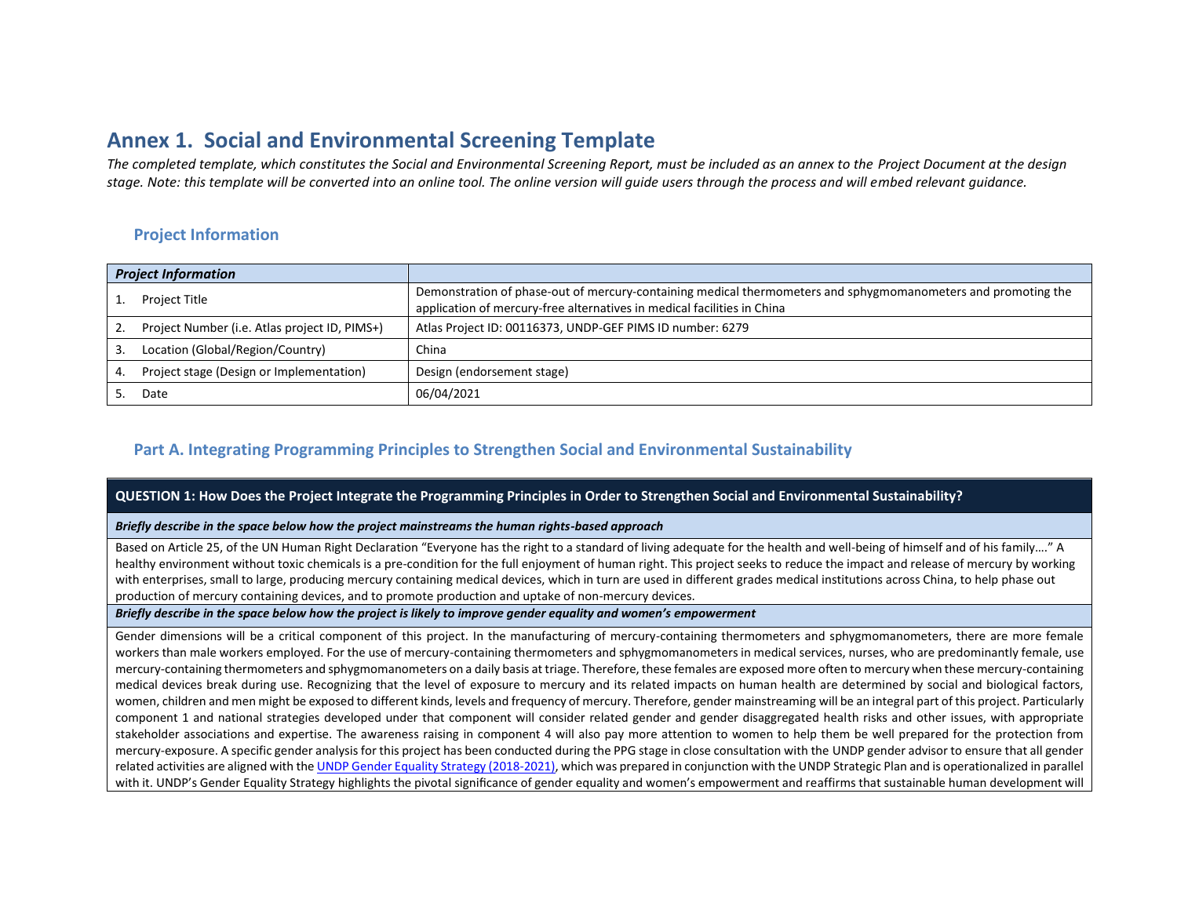# Annex 1. Social and Environmental Screening Template

*The completed template, which constitutes the Social and Environmental Screening Report, must be included as an annex to the Project Document at the design stage. Note: this template will be converted into an online tool. The online version will guide users through the process and will embed relevant guidance.*

## Project Information

| ***Project Information*** | |
|---|---|
| 1. Project Title | Demonstration of phase-out of mercury-containing medical thermometers and sphygmomanometers and promoting the application of mercury-free alternatives in medical facilities in China |
| 2. Project Number (i.e. Atlas project ID, PIMS+) | Atlas Project ID: 00116373, UNDP-GEF PIMS ID number: 6279 |
| 3. Location (Global/Region/Country) | China |
| 4. Project stage (Design or Implementation) | Design (endorsement stage) |
| 5. Date | 06/04/2021 |

## Part A. Integrating Programming Principles to Strengthen Social and Environmental Sustainability

**QUESTION 1: How Does the Project Integrate the Programming Principles in Order to Strengthen Social and Environmental Sustainability?**

***Briefly describe in the space below how the project mainstreams the human rights-based approach***

Based on Article 25, of the UN Human Right Declaration "Everyone has the right to a standard of living adequate for the health and well-being of himself and of his family…." A healthy environment without toxic chemicals is a pre-condition for the full enjoyment of human right. This project seeks to reduce the impact and release of mercury by working with enterprises, small to large, producing mercury containing medical devices, which in turn are used in different grades medical institutions across China, to help phase out production of mercury containing devices, and to promote production and uptake of non-mercury devices.

***Briefly describe in the space below how the project is likely to improve gender equality and women's empowerment***

Gender dimensions will be a critical component of this project. In the manufacturing of mercury-containing thermometers and sphygmomanometers, there are more female workers than male workers employed. For the use of mercury-containing thermometers and sphygmomanometers in medical services, nurses, who are predominantly female, use mercury-containing thermometers and sphygmomanometers on a daily basis at triage. Therefore, these females are exposed more often to mercury when these mercury-containing medical devices break during use. Recognizing that the level of exposure to mercury and its related impacts on human health are determined by social and biological factors, women, children and men might be exposed to different kinds, levels and frequency of mercury. Therefore, gender mainstreaming will be an integral part of this project. Particularly component 1 and national strategies developed under that component will consider related gender and gender disaggregated health risks and other issues, with appropriate stakeholder associations and expertise. The awareness raising in component 4 will also pay more attention to women to help them be well prepared for the protection from mercury-exposure. A specific gender analysis for this project has been conducted during the PPG stage in close consultation with the UNDP gender advisor to ensure that all gender related activities are aligned with the [UNDP Gender Equality Strategy (2018-2021)](), which was prepared in conjunction with the UNDP Strategic Plan and is operationalized in parallel with it. UNDP's Gender Equality Strategy highlights the pivotal significance of gender equality and women's empowerment and reaffirms that sustainable human development will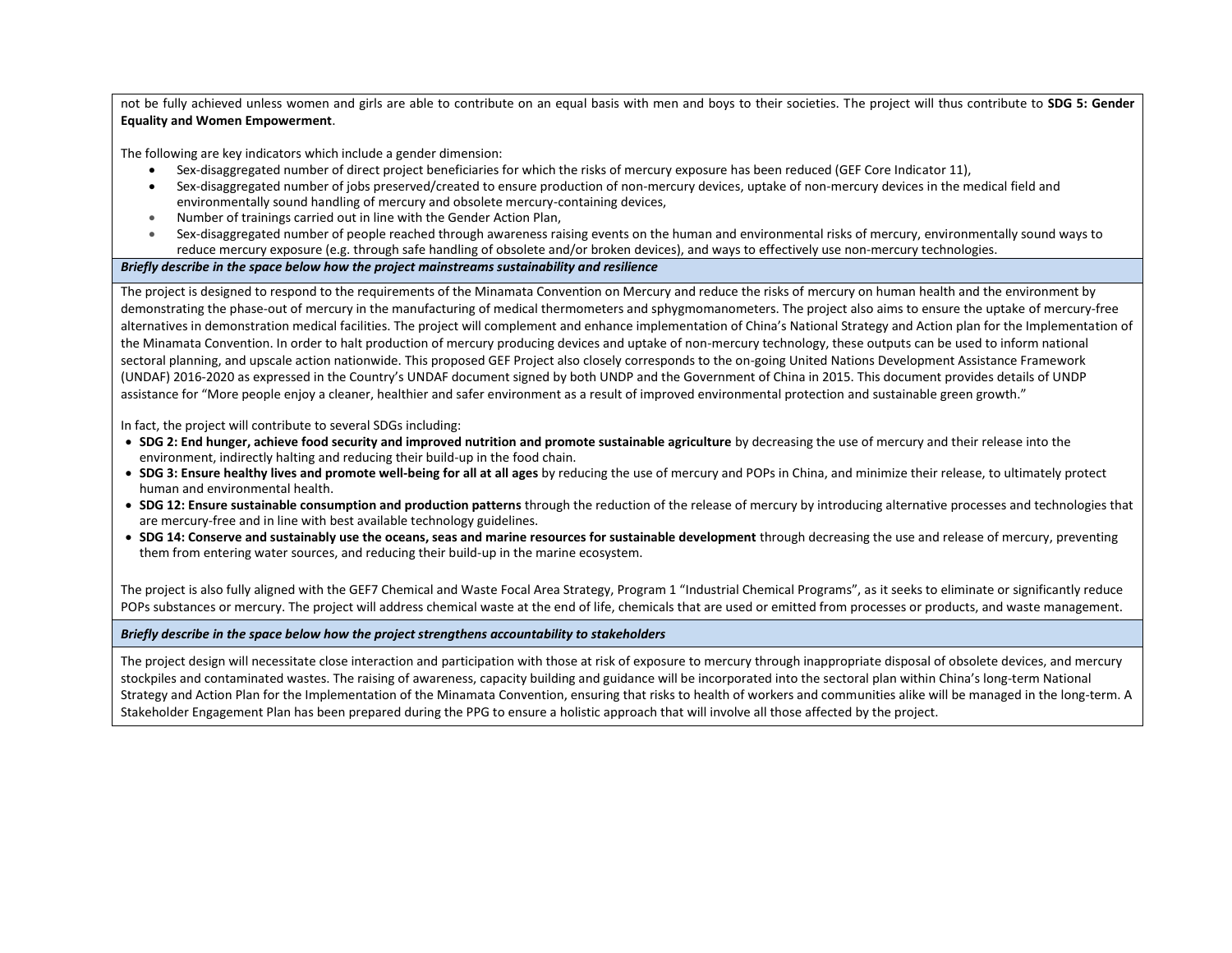not be fully achieved unless women and girls are able to contribute on an equal basis with men and boys to their societies. The project will thus contribute to **SDG 5: Gender Equality and Women Empowerment**.

The following are key indicators which include a gender dimension:

- Sex-disaggregated number of direct project beneficiaries for which the risks of mercury exposure has been reduced (GEF Core Indicator 11),
- Sex-disaggregated number of jobs preserved/created to ensure production of non-mercury devices, uptake of non-mercury devices in the medical field and environmentally sound handling of mercury and obsolete mercury-containing devices,
- Number of trainings carried out in line with the Gender Action Plan,
- Sex-disaggregated number of people reached through awareness raising events on the human and environmental risks of mercury, environmentally sound ways to reduce mercury exposure (e.g. through safe handling of obsolete and/or broken devices), and ways to effectively use non-mercury technologies.

***Briefly describe in the space below how the project mainstreams sustainability and resilience***

The project is designed to respond to the requirements of the Minamata Convention on Mercury and reduce the risks of mercury on human health and the environment by demonstrating the phase-out of mercury in the manufacturing of medical thermometers and sphygmomanometers. The project also aims to ensure the uptake of mercury-free alternatives in demonstration medical facilities. The project will complement and enhance implementation of China's National Strategy and Action plan for the Implementation of the Minamata Convention. In order to halt production of mercury producing devices and uptake of non-mercury technology, these outputs can be used to inform national sectoral planning, and upscale action nationwide. This proposed GEF Project also closely corresponds to the on-going United Nations Development Assistance Framework (UNDAF) 2016-2020 as expressed in the Country's UNDAF document signed by both UNDP and the Government of China in 2015. This document provides details of UNDP assistance for "More people enjoy a cleaner, healthier and safer environment as a result of improved environmental protection and sustainable green growth."

In fact, the project will contribute to several SDGs including:

- **SDG 2: End hunger, achieve food security and improved nutrition and promote sustainable agriculture** by decreasing the use of mercury and their release into the environment, indirectly halting and reducing their build-up in the food chain.
- **SDG 3: Ensure healthy lives and promote well-being for all at all ages** by reducing the use of mercury and POPs in China, and minimize their release, to ultimately protect human and environmental health.
- **SDG 12: Ensure sustainable consumption and production patterns** through the reduction of the release of mercury by introducing alternative processes and technologies that are mercury-free and in line with best available technology guidelines.
- **SDG 14: Conserve and sustainably use the oceans, seas and marine resources for sustainable development** through decreasing the use and release of mercury, preventing them from entering water sources, and reducing their build-up in the marine ecosystem.

The project is also fully aligned with the GEF7 Chemical and Waste Focal Area Strategy, Program 1 "Industrial Chemical Programs", as it seeks to eliminate or significantly reduce POPs substances or mercury. The project will address chemical waste at the end of life, chemicals that are used or emitted from processes or products, and waste management.

***Briefly describe in the space below how the project strengthens accountability to stakeholders***

The project design will necessitate close interaction and participation with those at risk of exposure to mercury through inappropriate disposal of obsolete devices, and mercury stockpiles and contaminated wastes. The raising of awareness, capacity building and guidance will be incorporated into the sectoral plan within China's long-term National Strategy and Action Plan for the Implementation of the Minamata Convention, ensuring that risks to health of workers and communities alike will be managed in the long-term. A Stakeholder Engagement Plan has been prepared during the PPG to ensure a holistic approach that will involve all those affected by the project.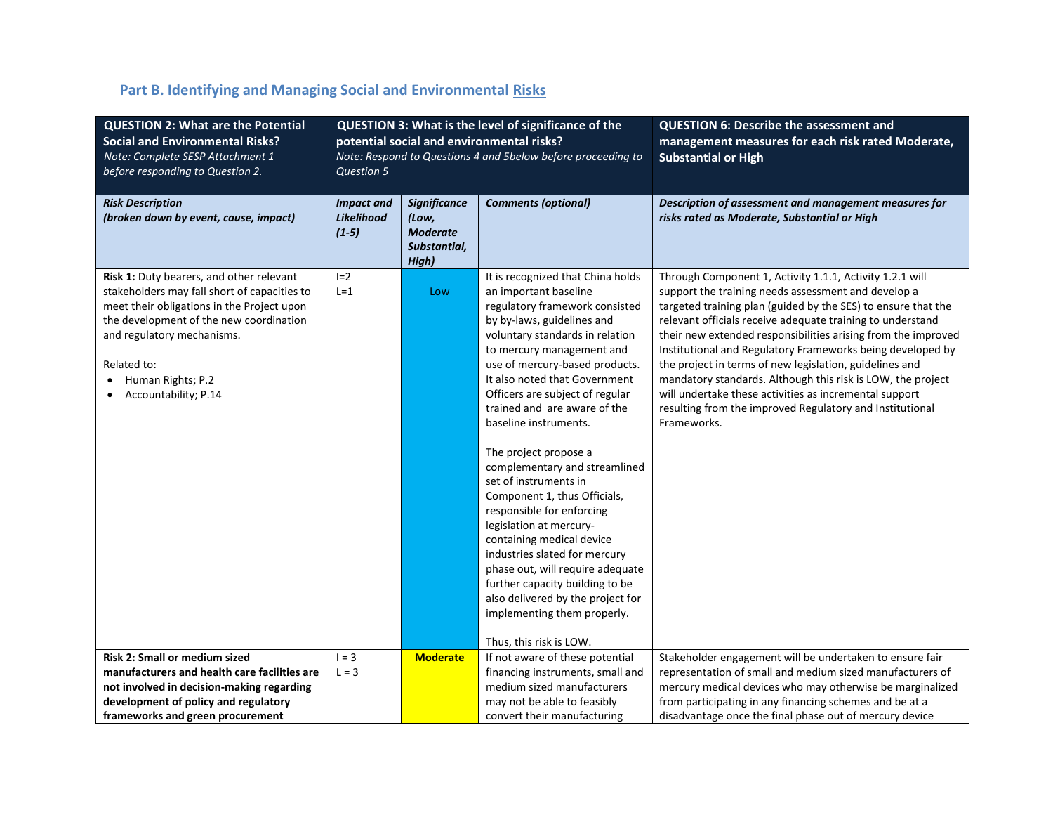## Part B. Identifying and Managing Social and Environmental Risks

| QUESTION 2: What are the Potential Social and Environmental Risks? *Note: Complete SESP Attachment 1 before responding to Question 2.* | QUESTION 3: What is the level of significance of the potential social and environmental risks? *Note: Respond to Questions 4 and 5below before proceeding to Question 5* | | | QUESTION 6: Describe the assessment and management measures for each risk rated Moderate, Substantial or High |
|---|---|---|---|---|
| ***Risk Description (broken down by event, cause, impact)*** | ***Impact and Likelihood (1-5)*** | ***Significance (Low, Moderate Substantial, High)*** | ***Comments (optional)*** | ***Description of assessment and management measures for risks rated as Moderate, Substantial or High*** |
| **Risk 1:** Duty bearers, and other relevant stakeholders may fall short of capacities to meet their obligations in the Project upon the development of the new coordination and regulatory mechanisms.<br><br>Related to:<br>• Human Rights; P.2<br>• Accountability; P.14 | I=2<br>L=1 | Low | It is recognized that China holds an important baseline regulatory framework consisted by by-laws, guidelines and voluntary standards in relation to mercury management and use of mercury-based products. It also noted that Government Officers are subject of regular trained and are aware of the baseline instruments.<br><br>The project propose a complementary and streamlined set of instruments in Component 1, thus Officials, responsible for enforcing legislation at mercury-containing medical device industries slated for mercury phase out, will require adequate further capacity building to be also delivered by the project for implementing them properly.<br><br>Thus, this risk is LOW. | Through Component 1, Activity 1.1.1, Activity 1.2.1 will support the training needs assessment and develop a targeted training plan (guided by the SES) to ensure that the relevant officials receive adequate training to understand their new extended responsibilities arising from the improved Institutional and Regulatory Frameworks being developed by the project in terms of new legislation, guidelines and mandatory standards. Although this risk is LOW, the project will undertake these activities as incremental support resulting from the improved Regulatory and Institutional Frameworks. |
| **Risk 2: Small or medium sized manufacturers and health care facilities are not involved in decision-making regarding development of policy and regulatory frameworks and green procurement** | I = 3<br>L = 3 | **Moderate** | If not aware of these potential financing instruments, small and medium sized manufacturers may not be able to feasibly convert their manufacturing | Stakeholder engagement will be undertaken to ensure fair representation of small and medium sized manufacturers of mercury medical devices who may otherwise be marginalized from participating in any financing schemes and be at a disadvantage once the final phase out of mercury device |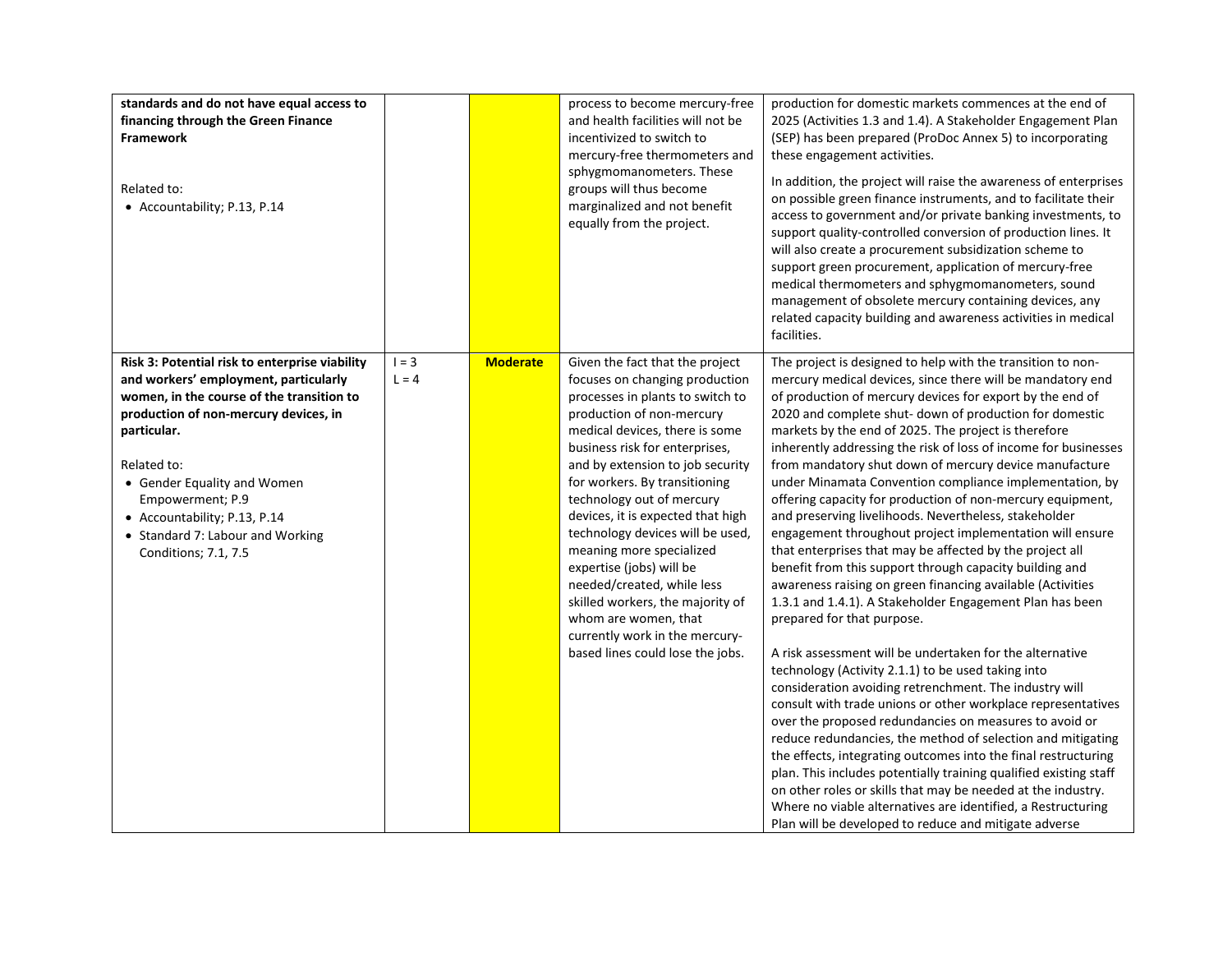| | | | | |
|---|---|---|---|---|
| **standards and do not have equal access to financing through the Green Finance Framework**<br><br>Related to:<br>• Accountability; P.13, P.14 | | | process to become mercury-free and health facilities will not be incentivized to switch to mercury-free thermometers and sphygmomanometers. These groups will thus become marginalized and not benefit equally from the project. | production for domestic markets commences at the end of 2025 (Activities 1.3 and 1.4). A Stakeholder Engagement Plan (SEP) has been prepared (ProDoc Annex 5) to incorporating these engagement activities.<br><br>In addition, the project will raise the awareness of enterprises on possible green finance instruments, and to facilitate their access to government and/or private banking investments, to support quality-controlled conversion of production lines. It will also create a procurement subsidization scheme to support green procurement, application of mercury-free medical thermometers and sphygmomanometers, sound management of obsolete mercury containing devices, any related capacity building and awareness activities in medical facilities. |
| **Risk 3: Potential risk to enterprise viability and workers' employment, particularly women, in the course of the transition to production of non-mercury devices, in particular.**<br><br>Related to:<br>• Gender Equality and Women Empowerment; P.9<br>• Accountability; P.13, P.14<br>• Standard 7: Labour and Working Conditions; 7.1, 7.5 | I = 3<br>L = 4 | **Moderate** | Given the fact that the project focuses on changing production processes in plants to switch to production of non-mercury medical devices, there is some business risk for enterprises, and by extension to job security for workers. By transitioning technology out of mercury devices, it is expected that high technology devices will be used, meaning more specialized expertise (jobs) will be needed/created, while less skilled workers, the majority of whom are women, that currently work in the mercury-based lines could lose the jobs. | The project is designed to help with the transition to non-mercury medical devices, since there will be mandatory end of production of mercury devices for export by the end of 2020 and complete shut- down of production for domestic markets by the end of 2025. The project is therefore inherently addressing the risk of loss of income for businesses from mandatory shut down of mercury device manufacture under Minamata Convention compliance implementation, by offering capacity for production of non-mercury equipment, and preserving livelihoods. Nevertheless, stakeholder engagement throughout project implementation will ensure that enterprises that may be affected by the project all benefit from this support through capacity building and awareness raising on green financing available (Activities 1.3.1 and 1.4.1). A Stakeholder Engagement Plan has been prepared for that purpose.<br><br>A risk assessment will be undertaken for the alternative technology (Activity 2.1.1) to be used taking into consideration avoiding retrenchment. The industry will consult with trade unions or other workplace representatives over the proposed redundancies on measures to avoid or reduce redundancies, the method of selection and mitigating the effects, integrating outcomes into the final restructuring plan. This includes potentially training qualified existing staff on other roles or skills that may be needed at the industry. Where no viable alternatives are identified, a Restructuring Plan will be developed to reduce and mitigate adverse |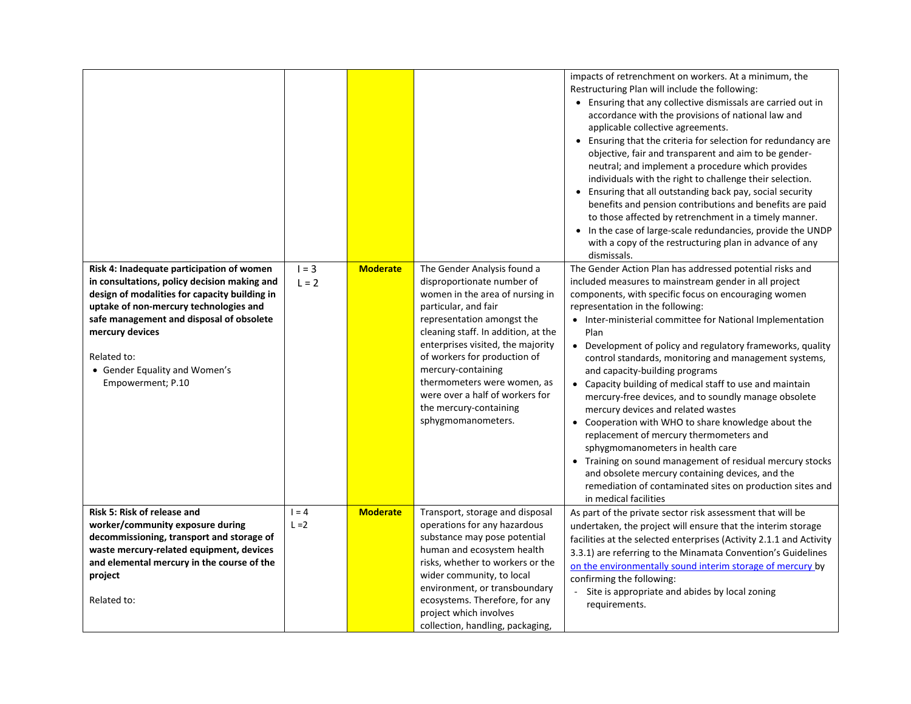| | | | | |
|---|---|---|---|---|
| | | | | impacts of retrenchment on workers. At a minimum, the Restructuring Plan will include the following: <br>• Ensuring that any collective dismissals are carried out in accordance with the provisions of national law and applicable collective agreements. <br>• Ensuring that the criteria for selection for redundancy are objective, fair and transparent and aim to be gender-neutral; and implement a procedure which provides individuals with the right to challenge their selection. <br>• Ensuring that all outstanding back pay, social security benefits and pension contributions and benefits are paid to those affected by retrenchment in a timely manner. <br>• In the case of large-scale redundancies, provide the UNDP with a copy of the restructuring plan in advance of any dismissals. |
| **Risk 4: Inadequate participation of women in consultations, policy decision making and design of modalities for capacity building in uptake of non-mercury technologies and safe management and disposal of obsolete mercury devices** <br><br>Related to: <br>• Gender Equality and Women's Empowerment; P.10 | I = 3 <br>L = 2 | **Moderate** | The Gender Analysis found a disproportionate number of women in the area of nursing in particular, and fair representation amongst the cleaning staff. In addition, at the enterprises visited, the majority of workers for production of mercury-containing thermometers were women, as were over a half of workers for the mercury-containing sphygmomanometers. | The Gender Action Plan has addressed potential risks and included measures to mainstream gender in all project components, with specific focus on encouraging women representation in the following: <br>• Inter-ministerial committee for National Implementation Plan <br>• Development of policy and regulatory frameworks, quality control standards, monitoring and management systems, and capacity-building programs <br>• Capacity building of medical staff to use and maintain mercury-free devices, and to soundly manage obsolete mercury devices and related wastes <br>• Cooperation with WHO to share knowledge about the replacement of mercury thermometers and sphygmomanometers in health care <br>• Training on sound management of residual mercury stocks and obsolete mercury containing devices, and the remediation of contaminated sites on production sites and in medical facilities |
| **Risk 5: Risk of release and worker/community exposure during decommissioning, transport and storage of waste mercury-related equipment, devices and elemental mercury in the course of the project** <br><br>Related to: | I = 4 <br>L =2 | **Moderate** | Transport, storage and disposal operations for any hazardous substance may pose potential human and ecosystem health risks, whether to workers or the wider community, to local environment, or transboundary ecosystems. Therefore, for any project which involves collection, handling, packaging, | As part of the private sector risk assessment that will be undertaken, the project will ensure that the interim storage facilities at the selected enterprises (Activity 2.1.1 and Activity 3.3.1) are referring to the Minamata Convention's Guidelines on the environmentally sound interim storage of mercury by confirming the following: <br>- Site is appropriate and abides by local zoning requirements. |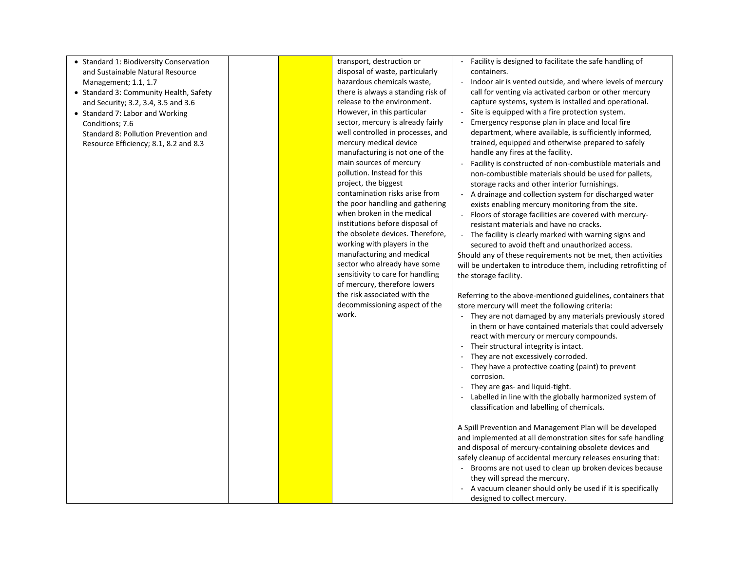| | | | | |
|---|---|---|---|---|
| • Standard 1: Biodiversity Conservation and Sustainable Natural Resource Management; 1.1, 1.7<br>• Standard 3: Community Health, Safety and Security; 3.2, 3.4, 3.5 and 3.6<br>• Standard 7: Labor and Working Conditions; 7.6<br>Standard 8: Pollution Prevention and Resource Efficiency; 8.1, 8.2 and 8.3 | | | transport, destruction or disposal of waste, particularly hazardous chemicals waste, there is always a standing risk of release to the environment. However, in this particular sector, mercury is already fairly well controlled in processes, and mercury medical device manufacturing is not one of the main sources of mercury pollution. Instead for this project, the biggest contamination risks arise from the poor handling and gathering when broken in the medical institutions before disposal of the obsolete devices. Therefore, working with players in the manufacturing and medical sector who already have some sensitivity to care for handling of mercury, therefore lowers the risk associated with the decommissioning aspect of the work. | - Facility is designed to facilitate the safe handling of containers.<br>- Indoor air is vented outside, and where levels of mercury call for venting via activated carbon or other mercury capture systems, system is installed and operational.<br>- Site is equipped with a fire protection system.<br>- Emergency response plan in place and local fire department, where available, is sufficiently informed, trained, equipped and otherwise prepared to safely handle any fires at the facility.<br>- Facility is constructed of non-combustible materials and non-combustible materials should be used for pallets, storage racks and other interior furnishings.<br>- A drainage and collection system for discharged water exists enabling mercury monitoring from the site.<br>- Floors of storage facilities are covered with mercury-resistant materials and have no cracks.<br>- The facility is clearly marked with warning signs and secured to avoid theft and unauthorized access.<br>Should any of these requirements not be met, then activities will be undertaken to introduce them, including retrofitting of the storage facility.<br><br>Referring to the above-mentioned guidelines, containers that store mercury will meet the following criteria:<br>- They are not damaged by any materials previously stored in them or have contained materials that could adversely react with mercury or mercury compounds.<br>- Their structural integrity is intact.<br>- They are not excessively corroded.<br>- They have a protective coating (paint) to prevent corrosion.<br>- They are gas- and liquid-tight.<br>- Labelled in line with the globally harmonized system of classification and labelling of chemicals.<br><br>A Spill Prevention and Management Plan will be developed and implemented at all demonstration sites for safe handling and disposal of mercury-containing obsolete devices and safely cleanup of accidental mercury releases ensuring that:<br>- Brooms are not used to clean up broken devices because they will spread the mercury.<br>- A vacuum cleaner should only be used if it is specifically designed to collect mercury. |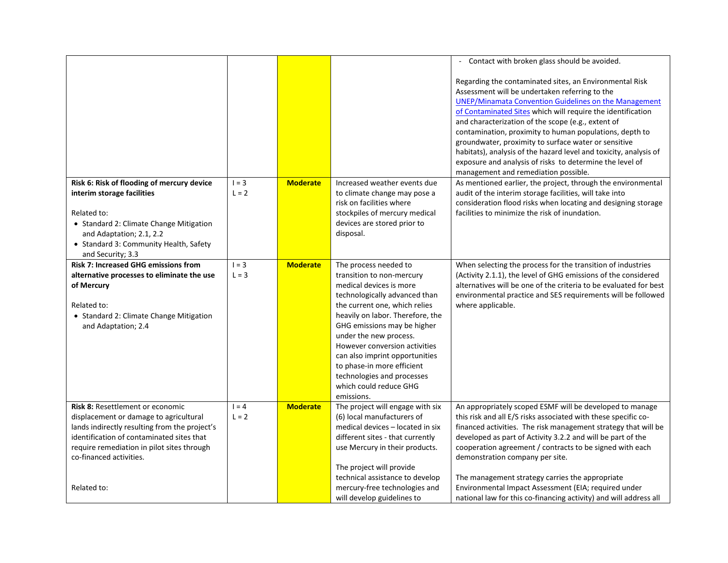| | | | | |
|---|---|---|---|---|
| | | | | - Contact with broken glass should be avoided.<br><br>Regarding the contaminated sites, an Environmental Risk Assessment will be undertaken referring to the [UNEP/Minamata Convention Guidelines on the Management of Contaminated Sites] which will require the identification and characterization of the scope (e.g., extent of contamination, proximity to human populations, depth to groundwater, proximity to surface water or sensitive habitats), analysis of the hazard level and toxicity, analysis of exposure and analysis of risks to determine the level of management and remediation possible. |
| **Risk 6: Risk of flooding of mercury device interim storage facilities**<br><br>Related to:<br>• Standard 2: Climate Change Mitigation and Adaptation; 2.1, 2.2<br>• Standard 3: Community Health, Safety and Security; 3.3 | I = 3<br>L = 2 | **Moderate** | Increased weather events due to climate change may pose a risk on facilities where stockpiles of mercury medical devices are stored prior to disposal. | As mentioned earlier, the project, through the environmental audit of the interim storage facilities, will take into consideration flood risks when locating and designing storage facilities to minimize the risk of inundation. |
| **Risk 7: Increased GHG emissions from alternative processes to eliminate the use of Mercury**<br><br>Related to:<br>• Standard 2: Climate Change Mitigation and Adaptation; 2.4 | I = 3<br>L = 3 | **Moderate** | The process needed to transition to non-mercury medical devices is more technologically advanced than the current one, which relies heavily on labor. Therefore, the GHG emissions may be higher under the new process. However conversion activities can also imprint opportunities to phase-in more efficient technologies and processes which could reduce GHG emissions. | When selecting the process for the transition of industries (Activity 2.1.1), the level of GHG emissions of the considered alternatives will be one of the criteria to be evaluated for best environmental practice and SES requirements will be followed where applicable. |
| **Risk 8:** Resettlement or economic displacement or damage to agricultural lands indirectly resulting from the project's identification of contaminated sites that require remediation in pilot sites through co-financed activities.<br><br>Related to: | I = 4<br>L = 2 | **Moderate** | The project will engage with six (6) local manufacturers of medical devices – located in six different sites - that currently use Mercury in their products.<br><br>The project will provide technical assistance to develop mercury-free technologies and will develop guidelines to | An appropriately scoped ESMF will be developed to manage this risk and all E/S risks associated with these specific co-financed activities. The risk management strategy that will be developed as part of Activity 3.2.2 and will be part of the cooperation agreement / contracts to be signed with each demonstration company per site.<br><br>The management strategy carries the appropriate Environmental Impact Assessment (EIA; required under national law for this co-financing activity) and will address all |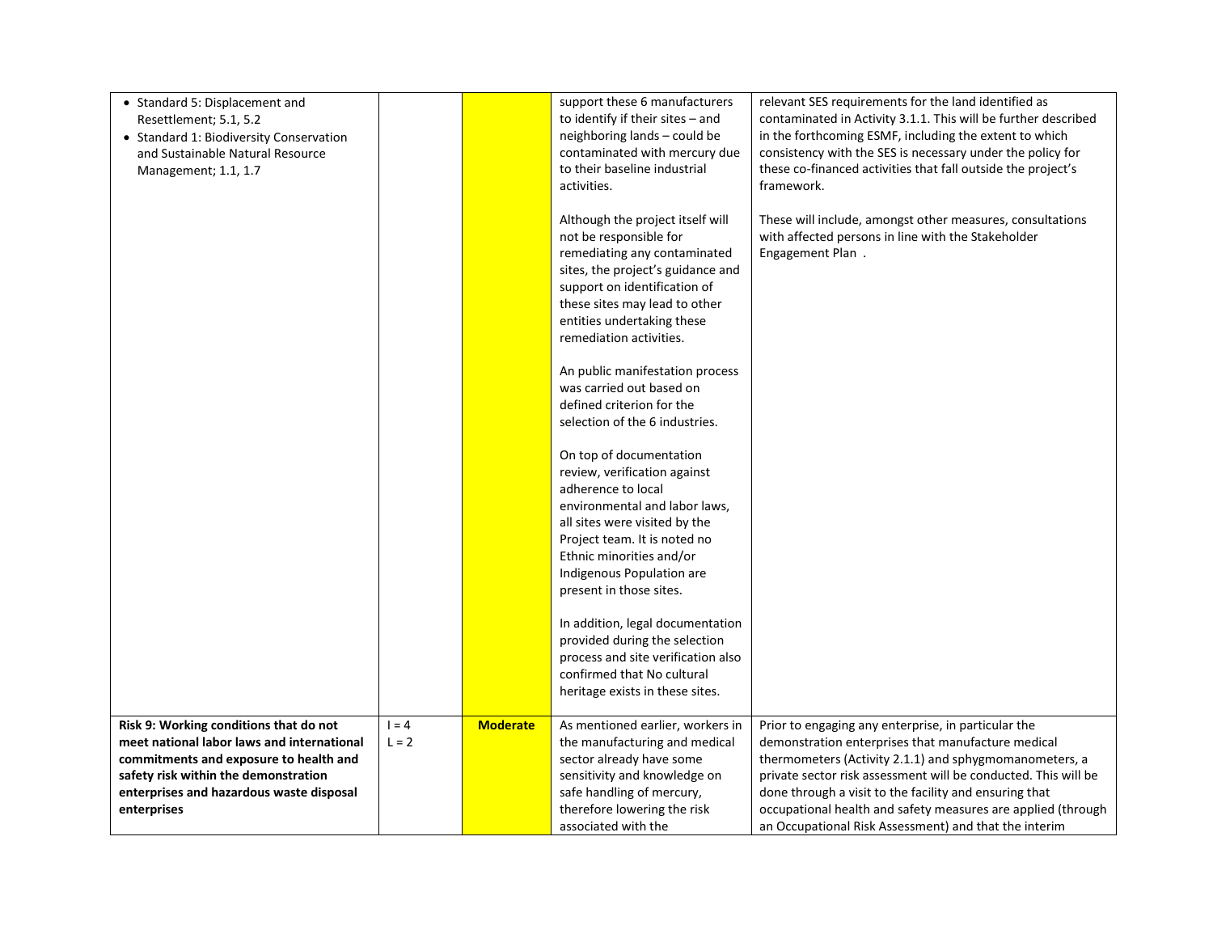| | | | | |
|---|---|---|---|---|
| • Standard 5: Displacement and Resettlement; 5.1, 5.2<br>• Standard 1: Biodiversity Conservation and Sustainable Natural Resource Management; 1.1, 1.7 | | | support these 6 manufacturers to identify if their sites – and neighboring lands – could be contaminated with mercury due to their baseline industrial activities.<br><br>Although the project itself will not be responsible for remediating any contaminated sites, the project's guidance and support on identification of these sites may lead to other entities undertaking these remediation activities.<br><br>An public manifestation process was carried out based on defined criterion for the selection of the 6 industries.<br><br>On top of documentation review, verification against adherence to local environmental and labor laws, all sites were visited by the Project team. It is noted no Ethnic minorities and/or Indigenous Population are present in those sites.<br><br>In addition, legal documentation provided during the selection process and site verification also confirmed that No cultural heritage exists in these sites. | relevant SES requirements for the land identified as contaminated in Activity 3.1.1. This will be further described in the forthcoming ESMF, including the extent to which consistency with the SES is necessary under the policy for these co-financed activities that fall outside the project's framework.<br><br>These will include, amongst other measures, consultations with affected persons in line with the Stakeholder Engagement Plan . |
| **Risk 9: Working conditions that do not meet national labor laws and international commitments and exposure to health and safety risk within the demonstration enterprises and hazardous waste disposal enterprises** | I = 4<br>L = 2 | **Moderate** | As mentioned earlier, workers in the manufacturing and medical sector already have some sensitivity and knowledge on safe handling of mercury, therefore lowering the risk associated with the | Prior to engaging any enterprise, in particular the demonstration enterprises that manufacture medical thermometers (Activity 2.1.1) and sphygmomanometers, a private sector risk assessment will be conducted. This will be done through a visit to the facility and ensuring that occupational health and safety measures are applied (through an Occupational Risk Assessment) and that the interim |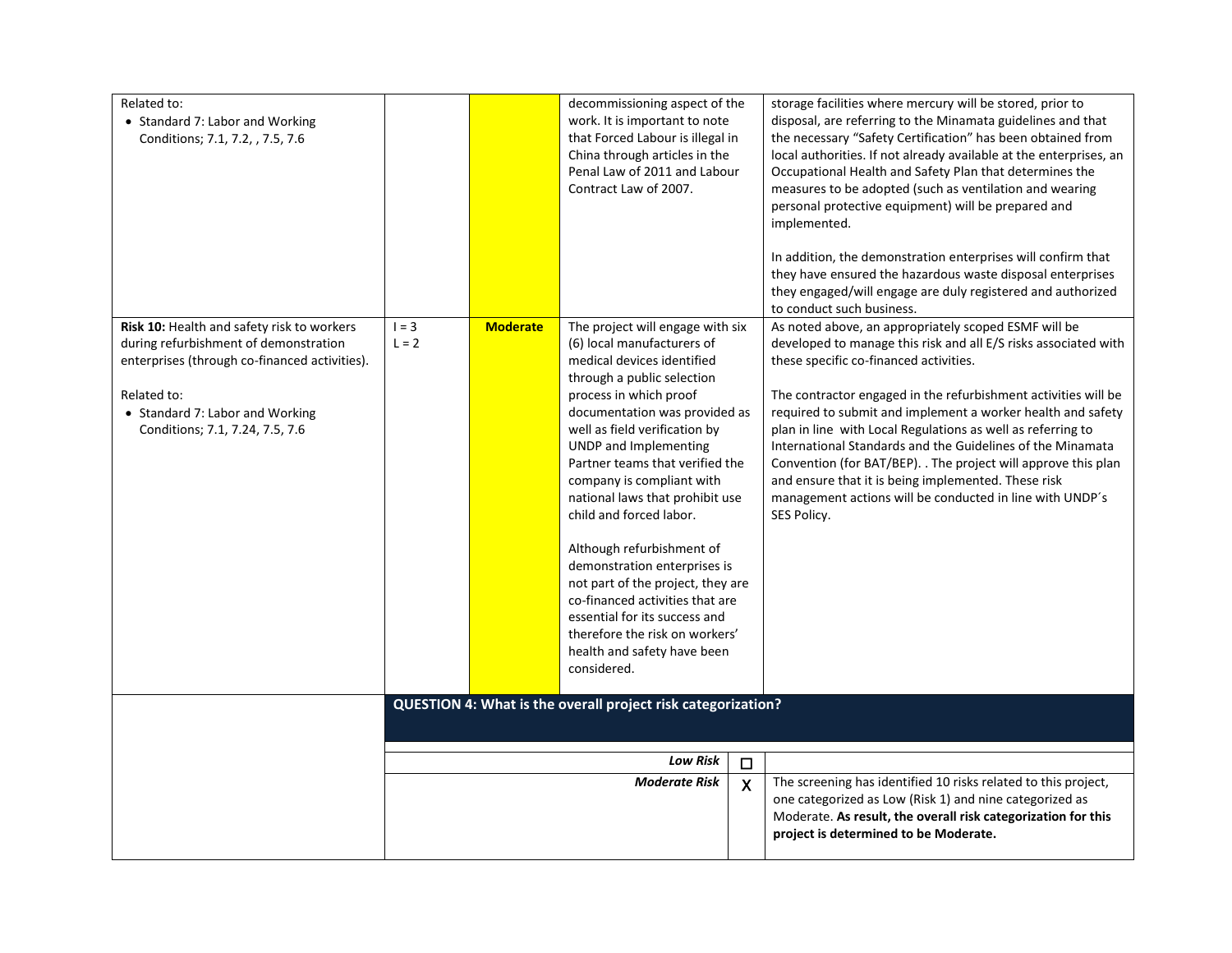| | | | | |
|---|---|---|---|---|
| Related to:<br>• Standard 7: Labor and Working Conditions; 7.1, 7.2, , 7.5, 7.6 | | | decommissioning aspect of the work. It is important to note that Forced Labour is illegal in China through articles in the Penal Law of 2011 and Labour Contract Law of 2007. | storage facilities where mercury will be stored, prior to disposal, are referring to the Minamata guidelines and that the necessary "Safety Certification" has been obtained from local authorities. If not already available at the enterprises, an Occupational Health and Safety Plan that determines the measures to be adopted (such as ventilation and wearing personal protective equipment) will be prepared and implemented.<br><br>In addition, the demonstration enterprises will confirm that they have ensured the hazardous waste disposal enterprises they engaged/will engage are duly registered and authorized to conduct such business. |
| **Risk 10:** Health and safety risk to workers during refurbishment of demonstration enterprises (through co-financed activities).<br><br>Related to:<br>• Standard 7: Labor and Working Conditions; 7.1, 7.24, 7.5, 7.6 | I = 3<br>L = 2 | **Moderate** | The project will engage with six (6) local manufacturers of medical devices identified through a public selection process in which proof documentation was provided as well as field verification by UNDP and Implementing Partner teams that verified the company is compliant with national laws that prohibit use child and forced labor.<br><br>Although refurbishment of demonstration enterprises is not part of the project, they are co-financed activities that are essential for its success and therefore the risk on workers' health and safety have been considered. | As noted above, an appropriately scoped ESMF will be developed to manage this risk and all E/S risks associated with these specific co-financed activities.<br><br>The contractor engaged in the refurbishment activities will be required to submit and implement a worker health and safety plan in line with Local Regulations as well as referring to International Standards and the Guidelines of the Minamata Convention (for BAT/BEP). . The project will approve this plan and ensure that it is being implemented. These risk management actions will be conducted in line with UNDP´s SES Policy. |

| | **QUESTION 4: What is the overall project risk categorization?** | | |
|---|---|---|---|
| | ***Low Risk*** | ☐ | |
| | ***Moderate Risk*** | X | The screening has identified 10 risks related to this project, one categorized as Low (Risk 1) and nine categorized as Moderate. **As result, the overall risk categorization for this project is determined to be Moderate.** |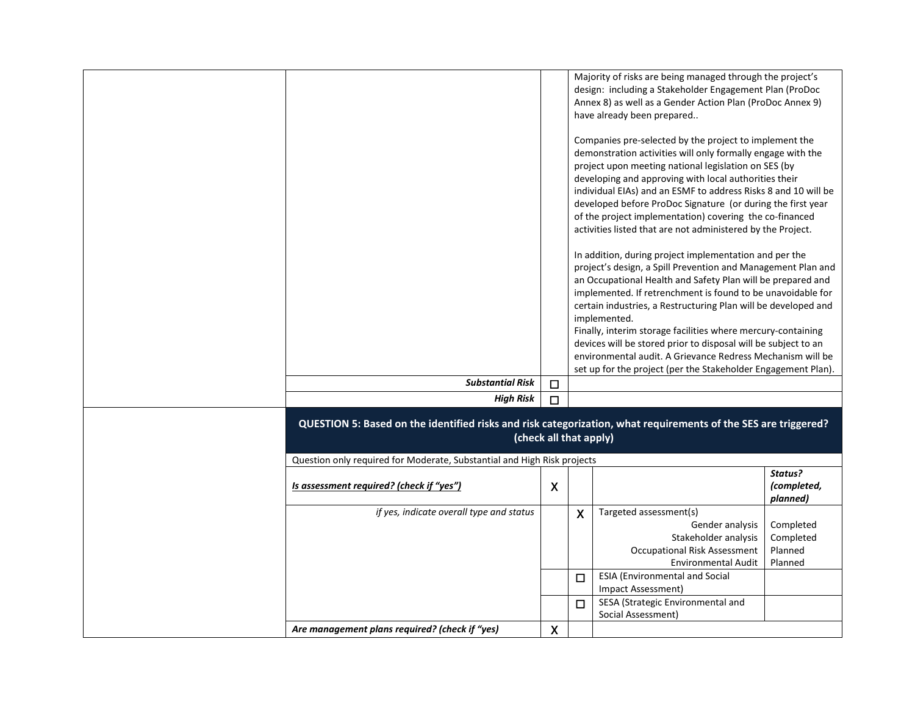| | | | | |
|---|---|---|---|---|
| | | | Majority of risks are being managed through the project's design: including a Stakeholder Engagement Plan (ProDoc Annex 8) as well as a Gender Action Plan (ProDoc Annex 9) have already been prepared..<br><br>Companies pre-selected by the project to implement the demonstration activities will only formally engage with the project upon meeting national legislation on SES (by developing and approving with local authorities their individual EIAs) and an ESMF to address Risks 8 and 10 will be developed before ProDoc Signature (or during the first year of the project implementation) covering the co-financed activities listed that are not administered by the Project.<br><br>In addition, during project implementation and per the project's design, a Spill Prevention and Management Plan and an Occupational Health and Safety Plan will be prepared and implemented. If retrenchment is found to be unavoidable for certain industries, a Restructuring Plan will be developed and implemented.<br>Finally, interim storage facilities where mercury-containing devices will be stored prior to disposal will be subject to an environmental audit. A Grievance Redress Mechanism will be set up for the project (per the Stakeholder Engagement Plan). | |
| | ***Substantial Risk*** | ☐ | | |
| | ***High Risk*** | ☐ | | |

| | | | | | |
|---|---|---|---|---|---|
| | **QUESTION 5: Based on the identified risks and risk categorization, what requirements of the SES are triggered? (check all that apply)** | | | | |
| | Question only required for Moderate, Substantial and High Risk projects | | | | |
| | ***Is assessment required? (check if "yes")*** | X | | | ***Status? (completed, planned)*** |
| | *if yes, indicate overall type and status* | | X | Targeted assessment(s)<br>Gender analysis<br>Stakeholder analysis<br>Occupational Risk Assessment<br>Environmental Audit | <br>Completed<br>Completed<br>Planned<br>Planned |
| | | | ☐ | ESIA (Environmental and Social Impact Assessment) | |
| | | | ☐ | SESA (Strategic Environmental and Social Assessment) | |
| | ***Are management plans required? (check if "yes)*** | X | | | |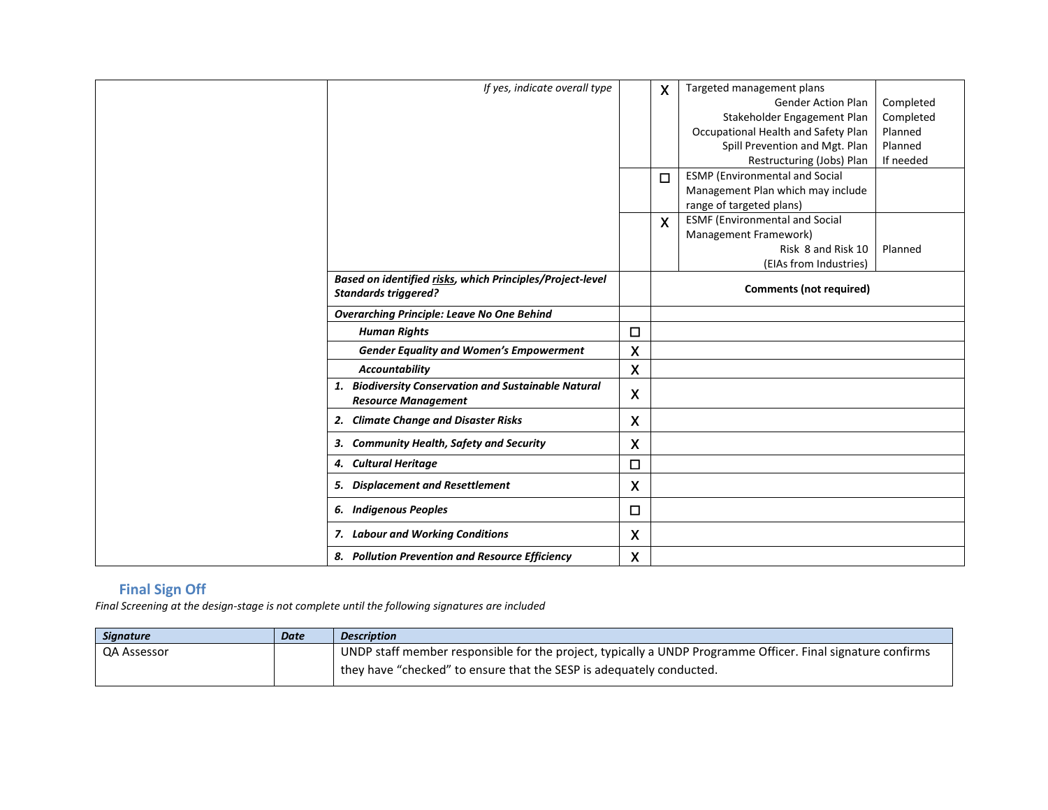| | | | | | |
|---|---|---|---|---|---|
| | *If yes, indicate overall type* | | X | Targeted management plans<br>Gender Action Plan<br>Stakeholder Engagement Plan<br>Occupational Health and Safety Plan<br>Spill Prevention and Mgt. Plan<br>Restructuring (Jobs) Plan | <br>Completed<br>Completed<br>Planned<br>Planned<br>If needed |
| | | | ☐ | ESMP (Environmental and Social Management Plan which may include range of targeted plans) | |
| | | | X | ESMF (Environmental and Social Management Framework)<br>Risk 8 and Risk 10<br>(EIAs from Industries) | <br><br>Planned |
| | ***Based on identified risks, which Principles/Project-level Standards triggered?*** | | **Comments (not required)** | | |
| | ***Overarching Principle: Leave No One Behind*** | | | | |
| | ***Human Rights*** | ☐ | | | |
| | ***Gender Equality and Women's Empowerment*** | X | | | |
| | ***Accountability*** | X | | | |
| | ***1. Biodiversity Conservation and Sustainable Natural Resource Management*** | X | | | |
| | ***2. Climate Change and Disaster Risks*** | X | | | |
| | ***3. Community Health, Safety and Security*** | X | | | |
| | ***4. Cultural Heritage*** | ☐ | | | |
| | ***5. Displacement and Resettlement*** | X | | | |
| | ***6. Indigenous Peoples*** | ☐ | | | |
| | ***7. Labour and Working Conditions*** | X | | | |
| | ***8. Pollution Prevention and Resource Efficiency*** | X | | | |

## Final Sign Off

*Final Screening at the design-stage is not complete until the following signatures are included*

| ***Signature*** | ***Date*** | ***Description*** |
|---|---|---|
| QA Assessor | | UNDP staff member responsible for the project, typically a UNDP Programme Officer. Final signature confirms they have "checked" to ensure that the SESP is adequately conducted. |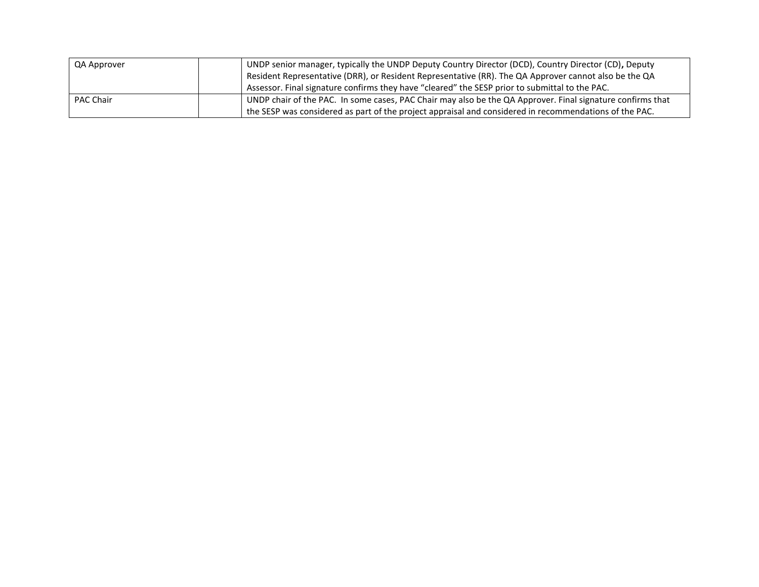| | | |
|---|---|---|
| QA Approver | | UNDP senior manager, typically the UNDP Deputy Country Director (DCD), Country Director (CD), Deputy Resident Representative (DRR), or Resident Representative (RR). The QA Approver cannot also be the QA Assessor. Final signature confirms they have "cleared" the SESP prior to submittal to the PAC. |
| PAC Chair | | UNDP chair of the PAC. In some cases, PAC Chair may also be the QA Approver. Final signature confirms that the SESP was considered as part of the project appraisal and considered in recommendations of the PAC. |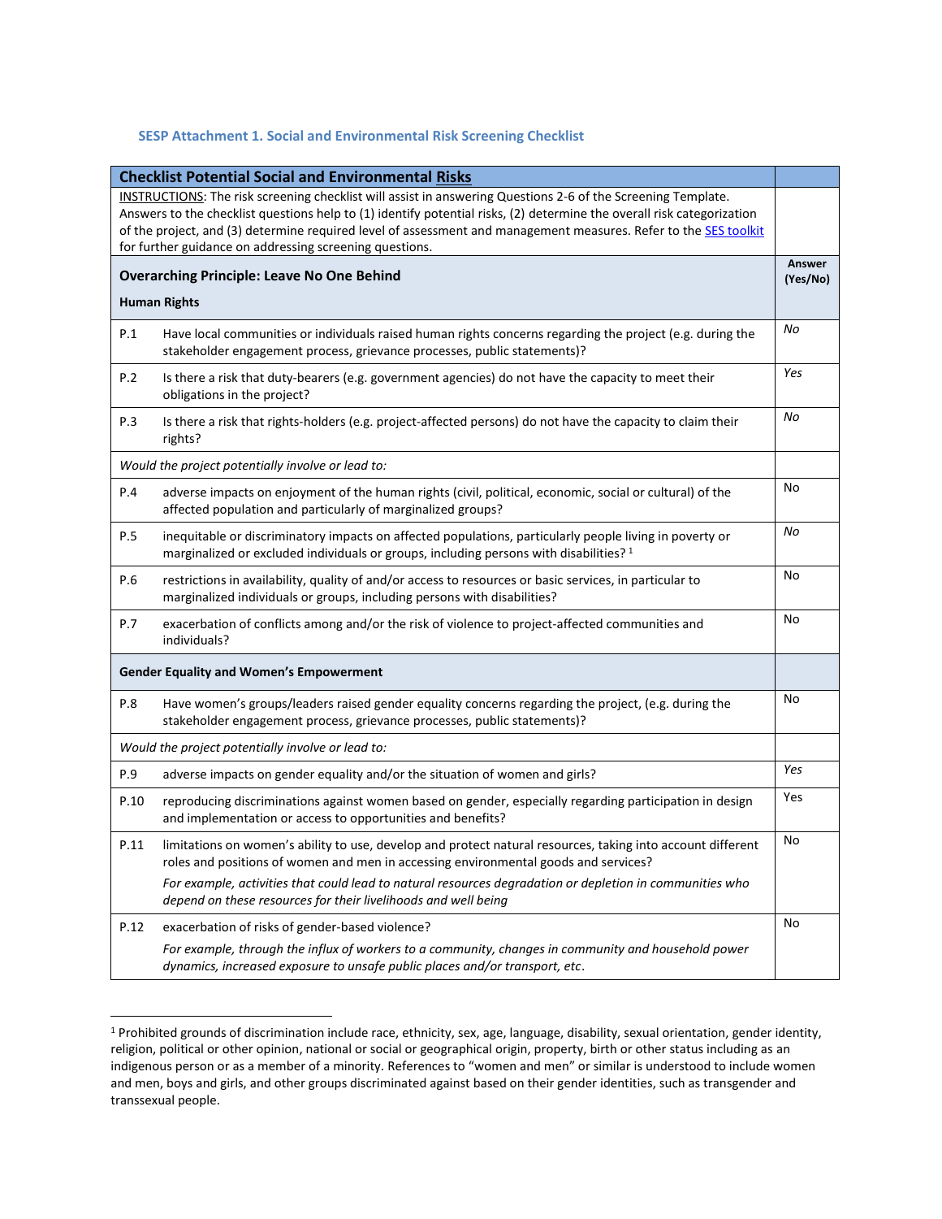### SESP Attachment 1. Social and Environmental Risk Screening Checklist

| **Checklist Potential Social and Environmental Risks** | | |
|---|---|---|
| INSTRUCTIONS: The risk screening checklist will assist in answering Questions 2-6 of the Screening Template. Answers to the checklist questions help to (1) identify potential risks, (2) determine the overall risk categorization of the project, and (3) determine required level of assessment and management measures. Refer to the SES toolkit for further guidance on addressing screening questions. | | |
| **Overarching Principle: Leave No One Behind**<br><br>**Human Rights** | | **Answer (Yes/No)** |
| P.1 | Have local communities or individuals raised human rights concerns regarding the project (e.g. during the stakeholder engagement process, grievance processes, public statements)? | *No* |
| P.2 | Is there a risk that duty-bearers (e.g. government agencies) do not have the capacity to meet their obligations in the project? | *Yes* |
| P.3 | Is there a risk that rights-holders (e.g. project-affected persons) do not have the capacity to claim their rights? | *No* |
| *Would the project potentially involve or lead to:* | | |
| P.4 | adverse impacts on enjoyment of the human rights (civil, political, economic, social or cultural) of the affected population and particularly of marginalized groups? | No |
| P.5 | inequitable or discriminatory impacts on affected populations, particularly people living in poverty or marginalized or excluded individuals or groups, including persons with disabilities? [1] | *No* |
| P.6 | restrictions in availability, quality of and/or access to resources or basic services, in particular to marginalized individuals or groups, including persons with disabilities? | No |
| P.7 | exacerbation of conflicts among and/or the risk of violence to project-affected communities and individuals? | No |
| **Gender Equality and Women's Empowerment** | | |
| P.8 | Have women's groups/leaders raised gender equality concerns regarding the project, (e.g. during the stakeholder engagement process, grievance processes, public statements)? | No |
| *Would the project potentially involve or lead to:* | | |
| P.9 | adverse impacts on gender equality and/or the situation of women and girls? | *Yes* |
| P.10 | reproducing discriminations against women based on gender, especially regarding participation in design and implementation or access to opportunities and benefits? | Yes |
| P.11 | limitations on women's ability to use, develop and protect natural resources, taking into account different roles and positions of women and men in accessing environmental goods and services?<br><br>*For example, activities that could lead to natural resources degradation or depletion in communities who depend on these resources for their livelihoods and well being* | No |
| P.12 | exacerbation of risks of gender-based violence?<br><br>*For example, through the influx of workers to a community, changes in community and household power dynamics, increased exposure to unsafe public places and/or transport, etc.* | No |

[1] Prohibited grounds of discrimination include race, ethnicity, sex, age, language, disability, sexual orientation, gender identity, religion, political or other opinion, national or social or geographical origin, property, birth or other status including as an indigenous person or as a member of a minority. References to "women and men" or similar is understood to include women and men, boys and girls, and other groups discriminated against based on their gender identities, such as transgender and transsexual people.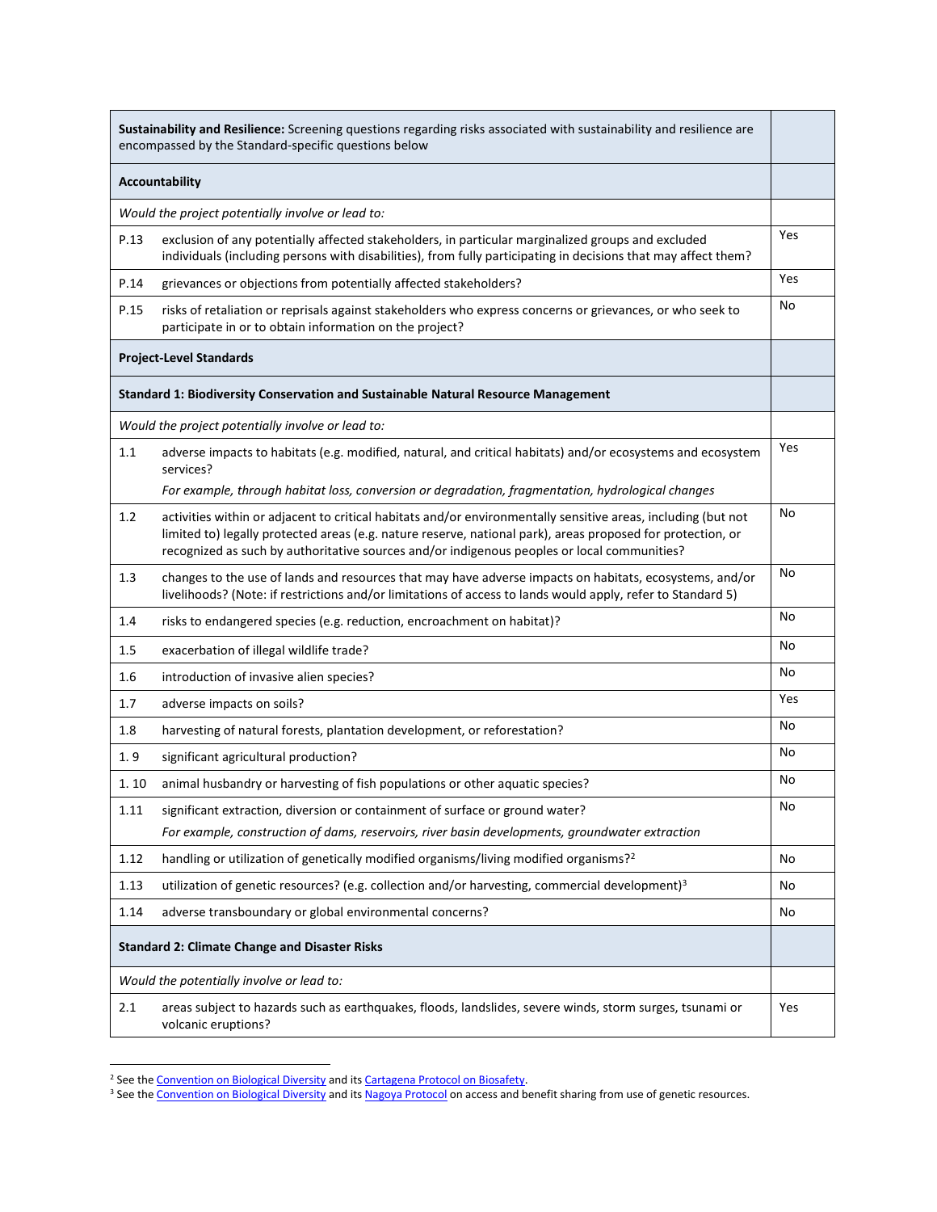| **Sustainability and Resilience:** Screening questions regarding risks associated with sustainability and resilience are encompassed by the Standard-specific questions below | | |
|---|---|---|
| **Accountability** | | |
| *Would the project potentially involve or lead to:* | | |
| P.13 | exclusion of any potentially affected stakeholders, in particular marginalized groups and excluded individuals (including persons with disabilities), from fully participating in decisions that may affect them? | Yes |
| P.14 | grievances or objections from potentially affected stakeholders? | Yes |
| P.15 | risks of retaliation or reprisals against stakeholders who express concerns or grievances, or who seek to participate in or to obtain information on the project? | No |
| **Project-Level Standards** | | |
| **Standard 1: Biodiversity Conservation and Sustainable Natural Resource Management** | | |
| *Would the project potentially involve or lead to:* | | |
| 1.1 | adverse impacts to habitats (e.g. modified, natural, and critical habitats) and/or ecosystems and ecosystem services? *For example, through habitat loss, conversion or degradation, fragmentation, hydrological changes* | Yes |
| 1.2 | activities within or adjacent to critical habitats and/or environmentally sensitive areas, including (but not limited to) legally protected areas (e.g. nature reserve, national park), areas proposed for protection, or recognized as such by authoritative sources and/or indigenous peoples or local communities? | No |
| 1.3 | changes to the use of lands and resources that may have adverse impacts on habitats, ecosystems, and/or livelihoods? (Note: if restrictions and/or limitations of access to lands would apply, refer to Standard 5) | No |
| 1.4 | risks to endangered species (e.g. reduction, encroachment on habitat)? | No |
| 1.5 | exacerbation of illegal wildlife trade? | No |
| 1.6 | introduction of invasive alien species? | No |
| 1.7 | adverse impacts on soils? | Yes |
| 1.8 | harvesting of natural forests, plantation development, or reforestation? | No |
| 1. 9 | significant agricultural production? | No |
| 1. 10 | animal husbandry or harvesting of fish populations or other aquatic species? | No |
| 1.11 | significant extraction, diversion or containment of surface or ground water? *For example, construction of dams, reservoirs, river basin developments, groundwater extraction* | No |
| 1.12 | handling or utilization of genetically modified organisms/living modified organisms?[2] | No |
| 1.13 | utilization of genetic resources? (e.g. collection and/or harvesting, commercial development)[3] | No |
| 1.14 | adverse transboundary or global environmental concerns? | No |
| **Standard 2: Climate Change and Disaster Risks** | | |
| *Would the potentially involve or lead to:* | | |
| 2.1 | areas subject to hazards such as earthquakes, floods, landslides, severe winds, storm surges, tsunami or volcanic eruptions? | Yes |

[2] See the Convention on Biological Diversity and its Cartagena Protocol on Biosafety.

[3] See the Convention on Biological Diversity and its Nagoya Protocol on access and benefit sharing from use of genetic resources.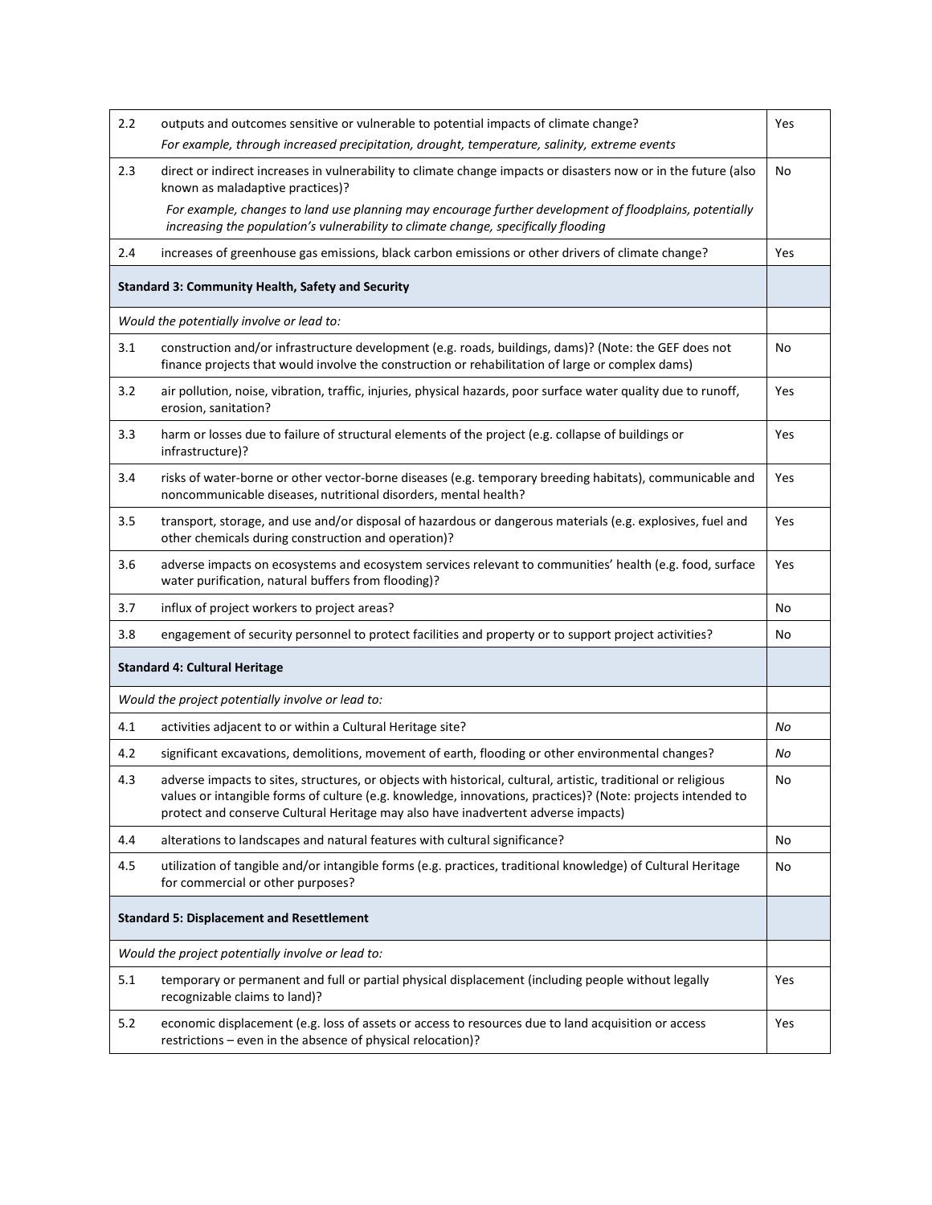| | | |
|---|---|---|
| 2.2 | outputs and outcomes sensitive or vulnerable to potential impacts of climate change?<br>*For example, through increased precipitation, drought, temperature, salinity, extreme events* | Yes |
| 2.3 | direct or indirect increases in vulnerability to climate change impacts or disasters now or in the future (also known as maladaptive practices)?<br>*For example, changes to land use planning may encourage further development of floodplains, potentially increasing the population's vulnerability to climate change, specifically flooding* | No |
| 2.4 | increases of greenhouse gas emissions, black carbon emissions or other drivers of climate change? | Yes |
| **Standard 3: Community Health, Safety and Security** | | |
| *Would the potentially involve or lead to:* | | |
| 3.1 | construction and/or infrastructure development (e.g. roads, buildings, dams)? (Note: the GEF does not finance projects that would involve the construction or rehabilitation of large or complex dams) | No |
| 3.2 | air pollution, noise, vibration, traffic, injuries, physical hazards, poor surface water quality due to runoff, erosion, sanitation? | Yes |
| 3.3 | harm or losses due to failure of structural elements of the project (e.g. collapse of buildings or infrastructure)? | Yes |
| 3.4 | risks of water-borne or other vector-borne diseases (e.g. temporary breeding habitats), communicable and noncommunicable diseases, nutritional disorders, mental health? | Yes |
| 3.5 | transport, storage, and use and/or disposal of hazardous or dangerous materials (e.g. explosives, fuel and other chemicals during construction and operation)? | Yes |
| 3.6 | adverse impacts on ecosystems and ecosystem services relevant to communities' health (e.g. food, surface water purification, natural buffers from flooding)? | Yes |
| 3.7 | influx of project workers to project areas? | No |
| 3.8 | engagement of security personnel to protect facilities and property or to support project activities? | No |
| **Standard 4: Cultural Heritage** | | |
| *Would the project potentially involve or lead to:* | | |
| 4.1 | activities adjacent to or within a Cultural Heritage site? | *No* |
| 4.2 | significant excavations, demolitions, movement of earth, flooding or other environmental changes? | *No* |
| 4.3 | adverse impacts to sites, structures, or objects with historical, cultural, artistic, traditional or religious values or intangible forms of culture (e.g. knowledge, innovations, practices)? (Note: projects intended to protect and conserve Cultural Heritage may also have inadvertent adverse impacts) | No |
| 4.4 | alterations to landscapes and natural features with cultural significance? | No |
| 4.5 | utilization of tangible and/or intangible forms (e.g. practices, traditional knowledge) of Cultural Heritage for commercial or other purposes? | No |
| **Standard 5: Displacement and Resettlement** | | |
| *Would the project potentially involve or lead to:* | | |
| 5.1 | temporary or permanent and full or partial physical displacement (including people without legally recognizable claims to land)? | Yes |
| 5.2 | economic displacement (e.g. loss of assets or access to resources due to land acquisition or access restrictions – even in the absence of physical relocation)? | Yes |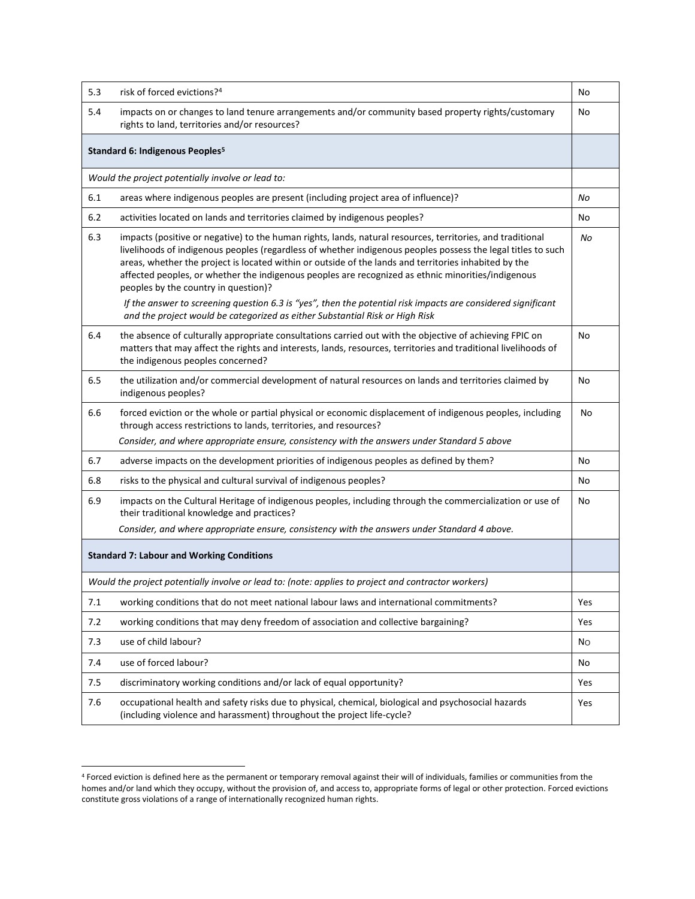| | | |
|---|---|---|
| 5.3 | risk of forced evictions?[4] | No |
| 5.4 | impacts on or changes to land tenure arrangements and/or community based property rights/customary rights to land, territories and/or resources? | No |
| **Standard 6: Indigenous Peoples[5]** | | |
| *Would the project potentially involve or lead to:* | | |
| 6.1 | areas where indigenous peoples are present (including project area of influence)? | *No* |
| 6.2 | activities located on lands and territories claimed by indigenous peoples? | No |
| 6.3 | impacts (positive or negative) to the human rights, lands, natural resources, territories, and traditional livelihoods of indigenous peoples (regardless of whether indigenous peoples possess the legal titles to such areas, whether the project is located within or outside of the lands and territories inhabited by the affected peoples, or whether the indigenous peoples are recognized as ethnic minorities/indigenous peoples by the country in question)? *If the answer to screening question 6.3 is "yes", then the potential risk impacts are considered significant and the project would be categorized as either Substantial Risk or High Risk* | *No* |
| 6.4 | the absence of culturally appropriate consultations carried out with the objective of achieving FPIC on matters that may affect the rights and interests, lands, resources, territories and traditional livelihoods of the indigenous peoples concerned? | No |
| 6.5 | the utilization and/or commercial development of natural resources on lands and territories claimed by indigenous peoples? | No |
| 6.6 | forced eviction or the whole or partial physical or economic displacement of indigenous peoples, including through access restrictions to lands, territories, and resources? *Consider, and where appropriate ensure, consistency with the answers under Standard 5 above* | No |
| 6.7 | adverse impacts on the development priorities of indigenous peoples as defined by them? | No |
| 6.8 | risks to the physical and cultural survival of indigenous peoples? | No |
| 6.9 | impacts on the Cultural Heritage of indigenous peoples, including through the commercialization or use of their traditional knowledge and practices? *Consider, and where appropriate ensure, consistency with the answers under Standard 4 above.* | No |
| **Standard 7: Labour and Working Conditions** | | |
| *Would the project potentially involve or lead to: (note: applies to project and contractor workers)* | | |
| 7.1 | working conditions that do not meet national labour laws and international commitments? | Yes |
| 7.2 | working conditions that may deny freedom of association and collective bargaining? | Yes |
| 7.3 | use of child labour? | No |
| 7.4 | use of forced labour? | No |
| 7.5 | discriminatory working conditions and/or lack of equal opportunity? | Yes |
| 7.6 | occupational health and safety risks due to physical, chemical, biological and psychosocial hazards (including violence and harassment) throughout the project life-cycle? | Yes |

[4] Forced eviction is defined here as the permanent or temporary removal against their will of individuals, families or communities from the homes and/or land which they occupy, without the provision of, and access to, appropriate forms of legal or other protection. Forced evictions constitute gross violations of a range of internationally recognized human rights.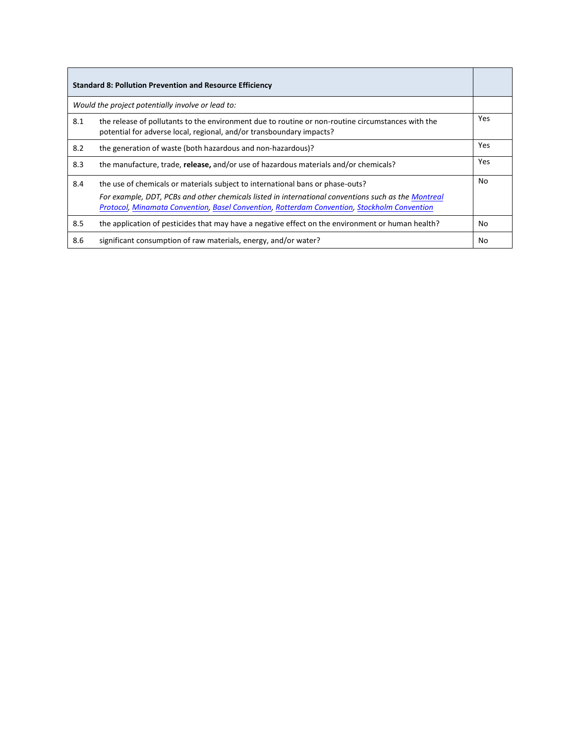| **Standard 8: Pollution Prevention and Resource Efficiency** | | |
|---|---|---|
| *Would the project potentially involve or lead to:* | | |
| 8.1 | the release of pollutants to the environment due to routine or non-routine circumstances with the potential for adverse local, regional, and/or transboundary impacts? | Yes |
| 8.2 | the generation of waste (both hazardous and non-hazardous)? | Yes |
| 8.3 | the manufacture, trade, **release,** and/or use of hazardous materials and/or chemicals? | Yes |
| 8.4 | the use of chemicals or materials subject to international bans or phase-outs? *For example, DDT, PCBs and other chemicals listed in international conventions such as the Montreal Protocol, Minamata Convention, Basel Convention, Rotterdam Convention, Stockholm Convention* | No |
| 8.5 | the application of pesticides that may have a negative effect on the environment or human health? | No |
| 8.6 | significant consumption of raw materials, energy, and/or water? | No |